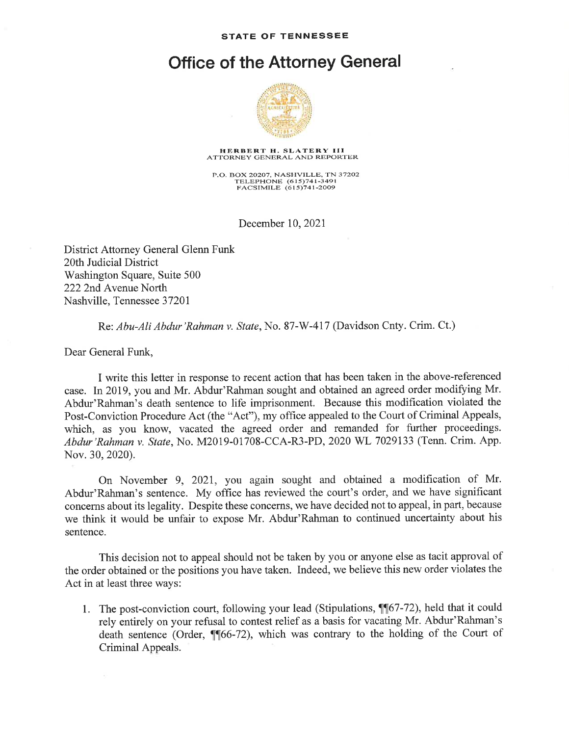**STATE OF TENNESSEE**

# Office of the Attorney General

**HERBERT H. SLATERY III**
ATTORNEY GENERAL AND REPORTER

P.O. BOX 20207, NASHVILLE, TN 37202
TELEPHONE (615)741-3491
FACSIMILE (615)741-2009

December 10, 2021

District Attorney General Glenn Funk
20th Judicial District
Washington Square, Suite 500
222 2nd Avenue North
Nashville, Tennessee 37201

Re: *Abu-Ali Abdur'Rahman v. State*, No. 87-W-417 (Davidson Cnty. Crim. Ct.)

Dear General Funk,

I write this letter in response to recent action that has been taken in the above-referenced case. In 2019, you and Mr. Abdur'Rahman sought and obtained an agreed order modifying Mr. Abdur'Rahman's death sentence to life imprisonment. Because this modification violated the Post-Conviction Procedure Act (the "Act"), my office appealed to the Court of Criminal Appeals, which, as you know, vacated the agreed order and remanded for further proceedings. *Abdur'Rahman v. State*, No. M2019-01708-CCA-R3-PD, 2020 WL 7029133 (Tenn. Crim. App. Nov. 30, 2020).

On November 9, 2021, you again sought and obtained a modification of Mr. Abdur'Rahman's sentence. My office has reviewed the court's order, and we have significant concerns about its legality. Despite these concerns, we have decided not to appeal, in part, because we think it would be unfair to expose Mr. Abdur'Rahman to continued uncertainty about his sentence.

This decision not to appeal should not be taken by you or anyone else as tacit approval of the order obtained or the positions you have taken. Indeed, we believe this new order violates the Act in at least three ways:

1. The post-conviction court, following your lead (Stipulations, ¶¶67-72), held that it could rely entirely on your refusal to contest relief as a basis for vacating Mr. Abdur'Rahman's death sentence (Order, ¶¶66-72), which was contrary to the holding of the Court of Criminal Appeals.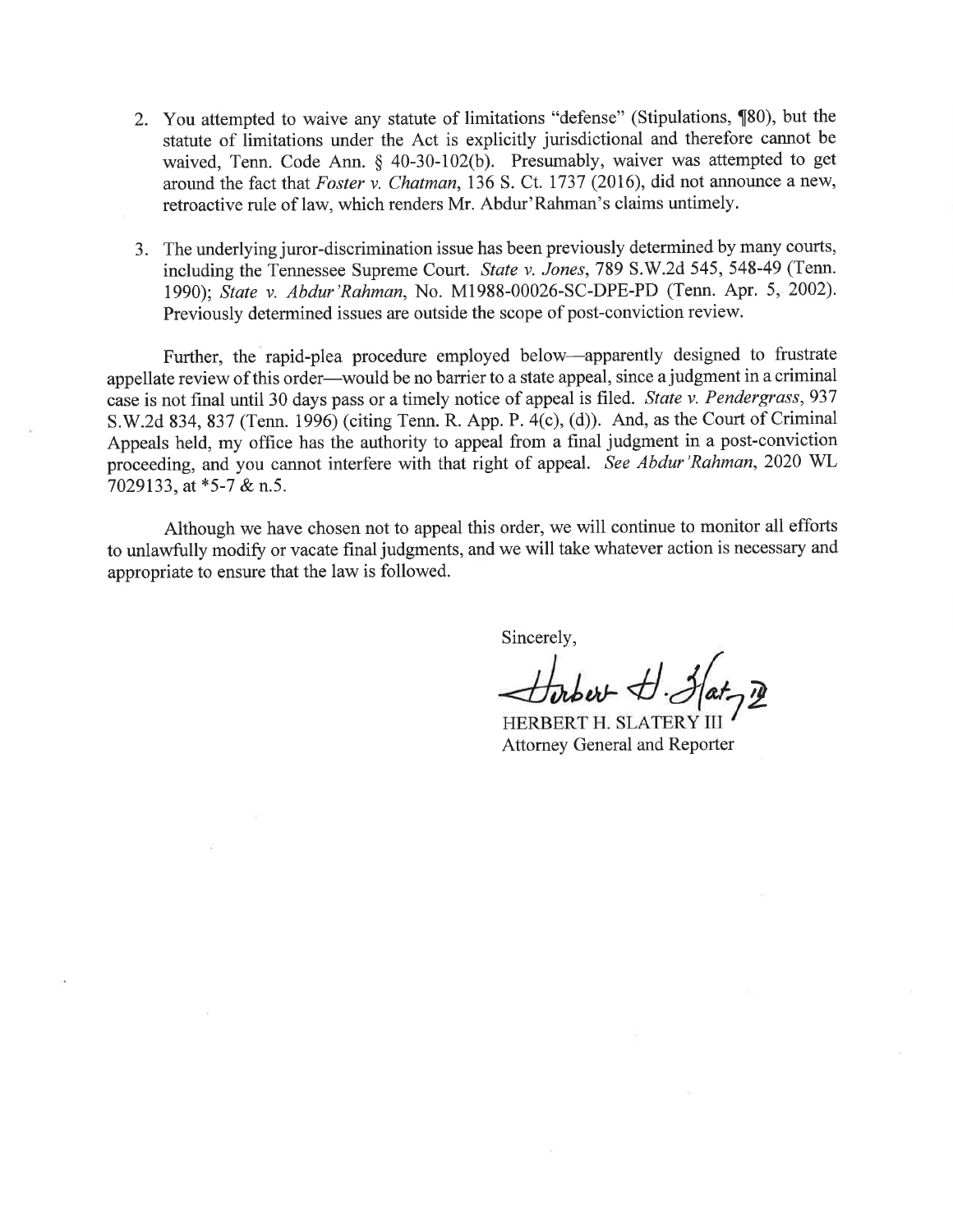2. You attempted to waive any statute of limitations "defense" (Stipulations, ¶80), but the statute of limitations under the Act is explicitly jurisdictional and therefore cannot be waived, Tenn. Code Ann. § 40-30-102(b). Presumably, waiver was attempted to get around the fact that *Foster v. Chatman*, 136 S. Ct. 1737 (2016), did not announce a new, retroactive rule of law, which renders Mr. Abdur'Rahman's claims untimely.

3. The underlying juror-discrimination issue has been previously determined by many courts, including the Tennessee Supreme Court. *State v. Jones*, 789 S.W.2d 545, 548-49 (Tenn. 1990); *State v. Abdur'Rahman*, No. M1988-00026-SC-DPE-PD (Tenn. Apr. 5, 2002). Previously determined issues are outside the scope of post-conviction review.

Further, the rapid-plea procedure employed below—apparently designed to frustrate appellate review of this order—would be no barrier to a state appeal, since a judgment in a criminal case is not final until 30 days pass or a timely notice of appeal is filed. *State v. Pendergrass*, 937 S.W.2d 834, 837 (Tenn. 1996) (citing Tenn. R. App. P. 4(c), (d)). And, as the Court of Criminal Appeals held, my office has the authority to appeal from a final judgment in a post-conviction proceeding, and you cannot interfere with that right of appeal. *See Abdur'Rahman*, 2020 WL 7029133, at *5-7 & n.5.

Although we have chosen not to appeal this order, we will continue to monitor all efforts to unlawfully modify or vacate final judgments, and we will take whatever action is necessary and appropriate to ensure that the law is followed.

Sincerely,

Herbert H. Slatery III

HERBERT H. SLATERY III
Attorney General and Reporter